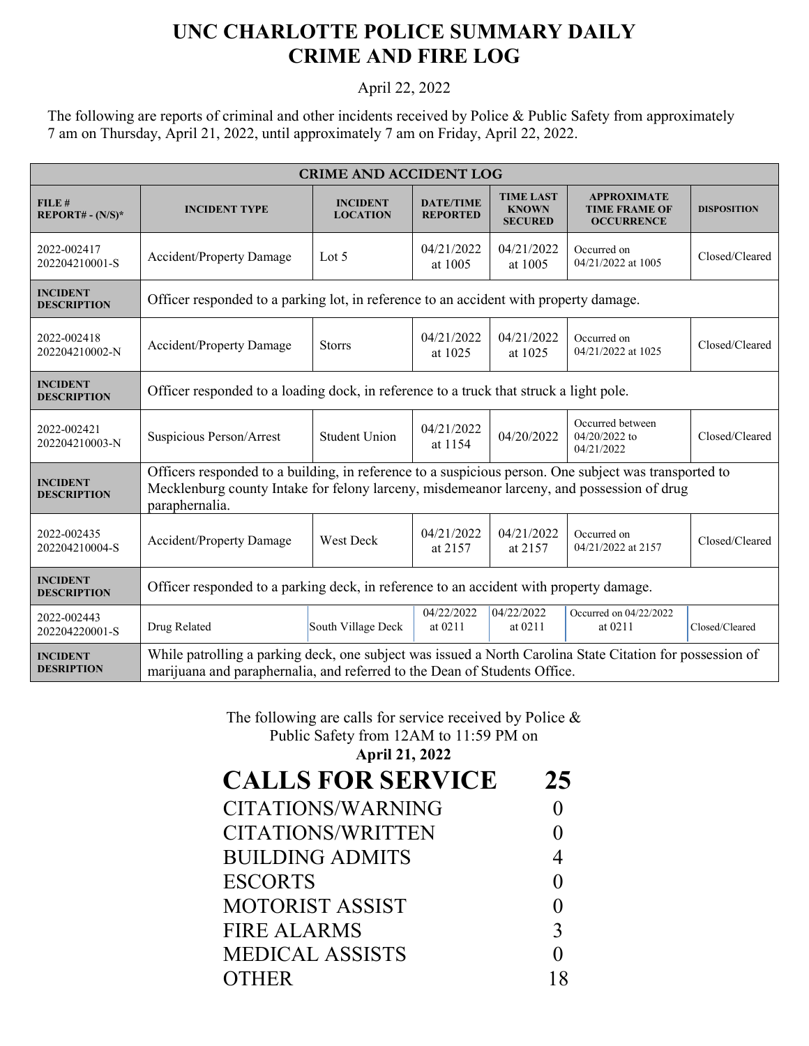# UNC CHARLOTTE POLICE SUMMARY DAILY CRIME AND FIRE LOG

April 22, 2022

The following are reports of criminal and other incidents received by Police & Public Safety from approximately 7 am on Thursday, April 21, 2022, until approximately 7 am on Friday, April 22, 2022.

| CRIME AND ACCIDENT LOG | | | | | | |
|---|---|---|---|---|---|---|
| **FILE # REPORT# - (N/S)*** | **INCIDENT TYPE** | **INCIDENT LOCATION** | **DATE/TIME REPORTED** | **TIME LAST KNOWN SECURED** | **APPROXIMATE TIME FRAME OF OCCURRENCE** | **DISPOSITION** |
| 2022-002417 202204210001-S | Accident/Property Damage | Lot 5 | 04/21/2022 at 1005 | 04/21/2022 at 1005 | Occurred on 04/21/2022 at 1005 | Closed/Cleared |
| **INCIDENT DESCRIPTION** | Officer responded to a parking lot, in reference to an accident with property damage. | | | | | |
| 2022-002418 202204210002-N | Accident/Property Damage | Storrs | 04/21/2022 at 1025 | 04/21/2022 at 1025 | Occurred on 04/21/2022 at 1025 | Closed/Cleared |
| **INCIDENT DESCRIPTION** | Officer responded to a loading dock, in reference to a truck that struck a light pole. | | | | | |
| 2022-002421 202204210003-N | Suspicious Person/Arrest | Student Union | 04/21/2022 at 1154 | 04/20/2022 | Occurred between 04/20/2022 to 04/21/2022 | Closed/Cleared |
| **INCIDENT DESCRIPTION** | Officers responded to a building, in reference to a suspicious person. One subject was transported to Mecklenburg county Intake for felony larceny, misdemeanor larceny, and possession of drug paraphernalia. | | | | | |
| 2022-002435 202204210004-S | Accident/Property Damage | West Deck | 04/21/2022 at 2157 | 04/21/2022 at 2157 | Occurred on 04/21/2022 at 2157 | Closed/Cleared |
| **INCIDENT DESCRIPTION** | Officer responded to a parking deck, in reference to an accident with property damage. | | | | | |
| 2022-002443 202204220001-S | Drug Related | South Village Deck | 04/22/2022 at 0211 | 04/22/2022 at 0211 | Occurred on 04/22/2022 at 0211 | Closed/Cleared |
| **INCIDENT DESRIPTION** | While patrolling a parking deck, one subject was issued a North Carolina State Citation for possession of marijuana and paraphernalia, and referred to the Dean of Students Office. | | | | | |

The following are calls for service received by Police & Public Safety from 12AM to 11:59 PM on
**April 21, 2022**

| **CALLS FOR SERVICE** | **25** |
|---|---|
| CITATIONS/WARNING | 0 |
| CITATIONS/WRITTEN | 0 |
| BUILDING ADMITS | 4 |
| ESCORTS | 0 |
| MOTORIST ASSIST | 0 |
| FIRE ALARMS | 3 |
| MEDICAL ASSISTS | 0 |
| OTHER | 18 |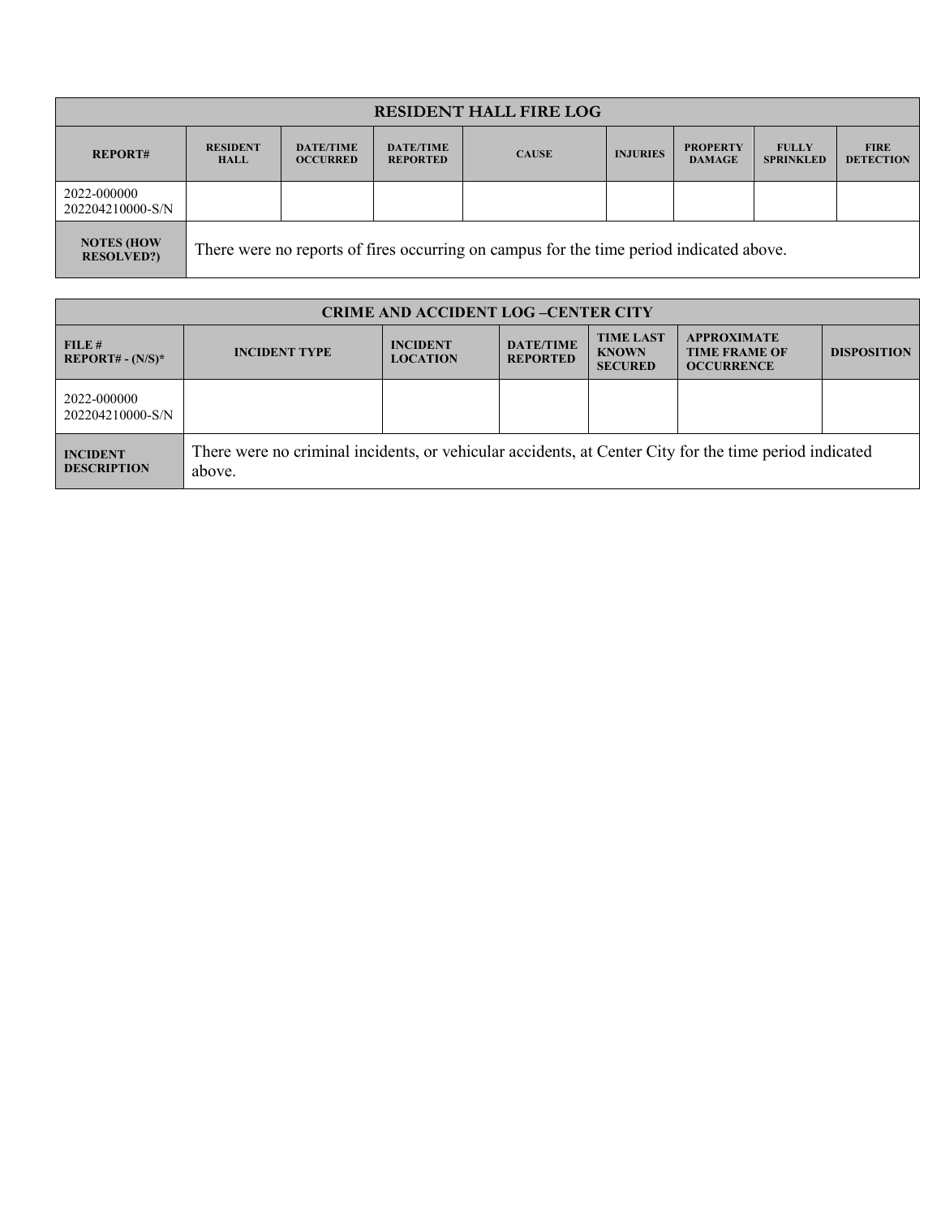| RESIDENT HALL FIRE LOG | | | | | | | | |
|---|---|---|---|---|---|---|---|---|
| **REPORT#** | **RESIDENT HALL** | **DATE/TIME OCCURRED** | **DATE/TIME REPORTED** | **CAUSE** | **INJURIES** | **PROPERTY DAMAGE** | **FULLY SPRINKLED** | **FIRE DETECTION** |
| 2022-000000 202204210000-S/N | | | | | | | | |
| **NOTES (HOW RESOLVED?)** | There were no reports of fires occurring on campus for the time period indicated above. | | | | | | | |

| CRIME AND ACCIDENT LOG –CENTER CITY | | | | | | |
|---|---|---|---|---|---|---|
| **FILE # REPORT# - (N/S)*** | **INCIDENT TYPE** | **INCIDENT LOCATION** | **DATE/TIME REPORTED** | **TIME LAST KNOWN SECURED** | **APPROXIMATE TIME FRAME OF OCCURRENCE** | **DISPOSITION** |
| 2022-000000 202204210000-S/N | | | | | | |
| **INCIDENT DESCRIPTION** | There were no criminal incidents, or vehicular accidents, at Center City for the time period indicated above. | | | | | |